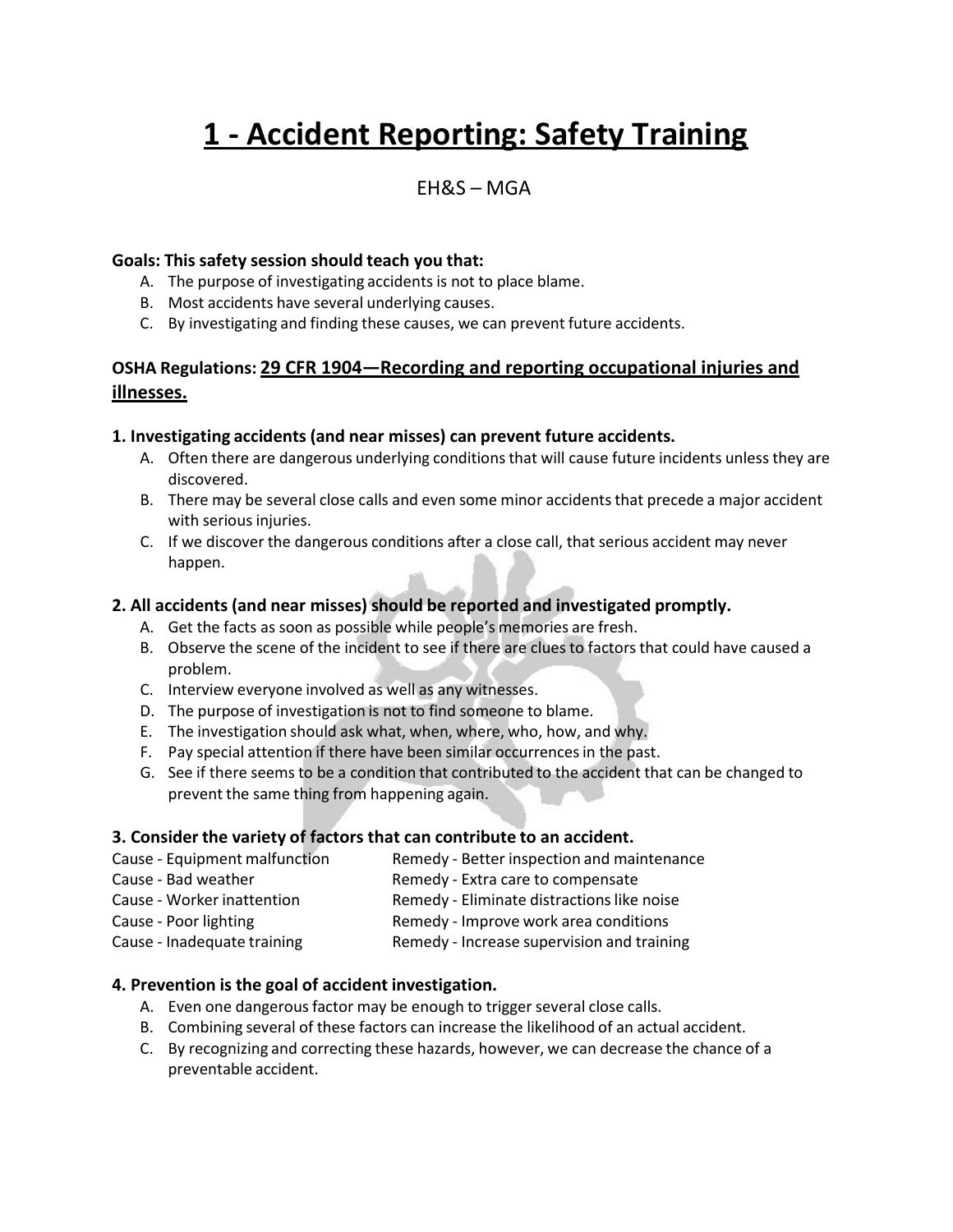# 1 - Accident Reporting: Safety Training

EH&S – MGA

**Goals: This safety session should teach you that:**

A. The purpose of investigating accidents is not to place blame.
B. Most accidents have several underlying causes.
C. By investigating and finding these causes, we can prevent future accidents.

**OSHA Regulations: <u>29 CFR 1904—Recording and reporting occupational injuries and illnesses.</u>**

**1. Investigating accidents (and near misses) can prevent future accidents.**

A. Often there are dangerous underlying conditions that will cause future incidents unless they are discovered.
B. There may be several close calls and even some minor accidents that precede a major accident with serious injuries.
C. If we discover the dangerous conditions after a close call, that serious accident may never happen.

**2. All accidents (and near misses) should be reported and investigated promptly.**

A. Get the facts as soon as possible while people's memories are fresh.
B. Observe the scene of the incident to see if there are clues to factors that could have caused a problem.
C. Interview everyone involved as well as any witnesses.
D. The purpose of investigation is not to find someone to blame.
E. The investigation should ask what, when, where, who, how, and why.
F. Pay special attention if there have been similar occurrences in the past.
G. See if there seems to be a condition that contributed to the accident that can be changed to prevent the same thing from happening again.

**3. Consider the variety of factors that can contribute to an accident.**

| | |
|---|---|
| Cause - Equipment malfunction | Remedy - Better inspection and maintenance |
| Cause - Bad weather | Remedy - Extra care to compensate |
| Cause - Worker inattention | Remedy - Eliminate distractions like noise |
| Cause - Poor lighting | Remedy - Improve work area conditions |
| Cause - Inadequate training | Remedy - Increase supervision and training |

**4. Prevention is the goal of accident investigation.**

A. Even one dangerous factor may be enough to trigger several close calls.
B. Combining several of these factors can increase the likelihood of an actual accident.
C. By recognizing and correcting these hazards, however, we can decrease the chance of a preventable accident.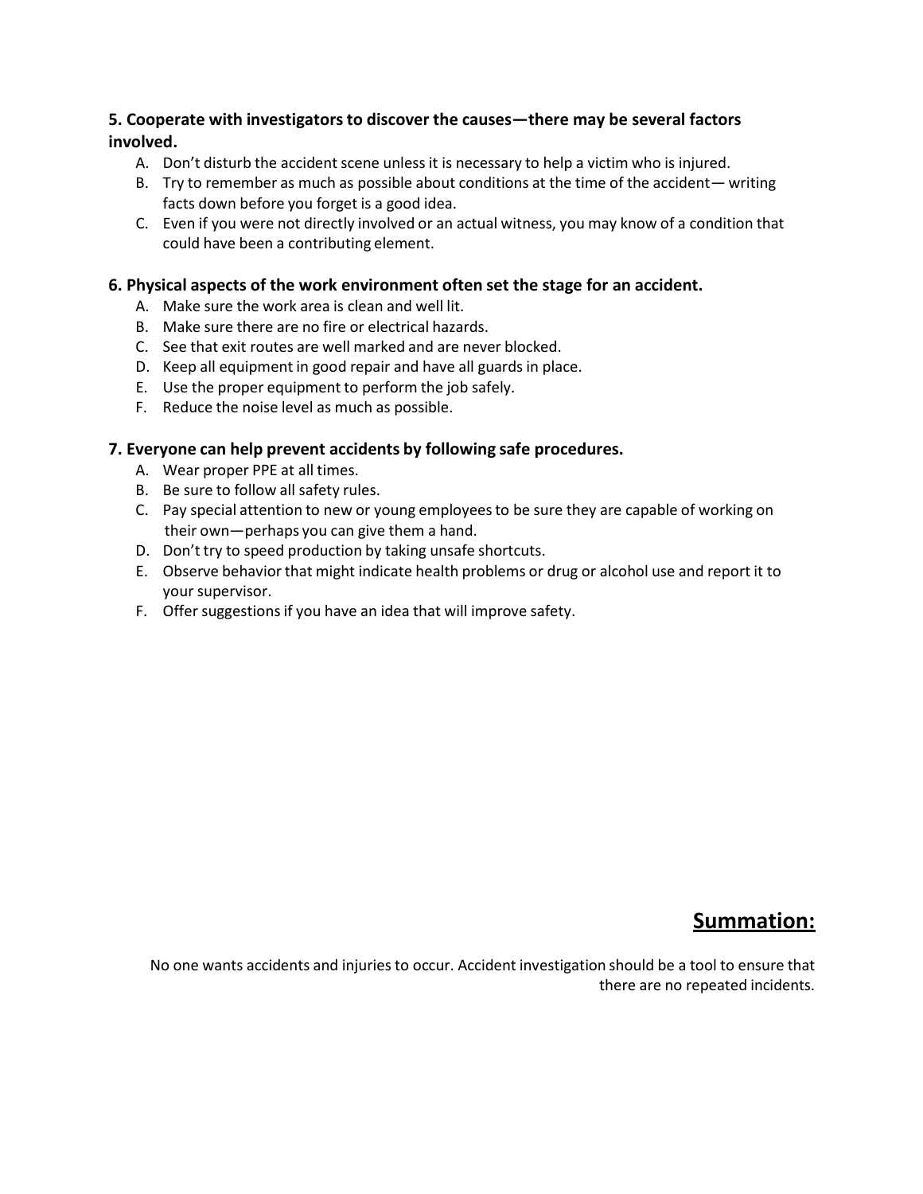**5. Cooperate with investigators to discover the causes—there may be several factors involved.**

A. Don't disturb the accident scene unless it is necessary to help a victim who is injured.
B. Try to remember as much as possible about conditions at the time of the accident— writing facts down before you forget is a good idea.
C. Even if you were not directly involved or an actual witness, you may know of a condition that could have been a contributing element.

**6. Physical aspects of the work environment often set the stage for an accident.**

A. Make sure the work area is clean and well lit.
B. Make sure there are no fire or electrical hazards.
C. See that exit routes are well marked and are never blocked.
D. Keep all equipment in good repair and have all guards in place.
E. Use the proper equipment to perform the job safely.
F. Reduce the noise level as much as possible.

**7. Everyone can help prevent accidents by following safe procedures.**

A. Wear proper PPE at all times.
B. Be sure to follow all safety rules.
C. Pay special attention to new or young employees to be sure they are capable of working on their own—perhaps you can give them a hand.
D. Don't try to speed production by taking unsafe shortcuts.
E. Observe behavior that might indicate health problems or drug or alcohol use and report it to your supervisor.
F. Offer suggestions if you have an idea that will improve safety.

## Summation:

No one wants accidents and injuries to occur. Accident investigation should be a tool to ensure that there are no repeated incidents.